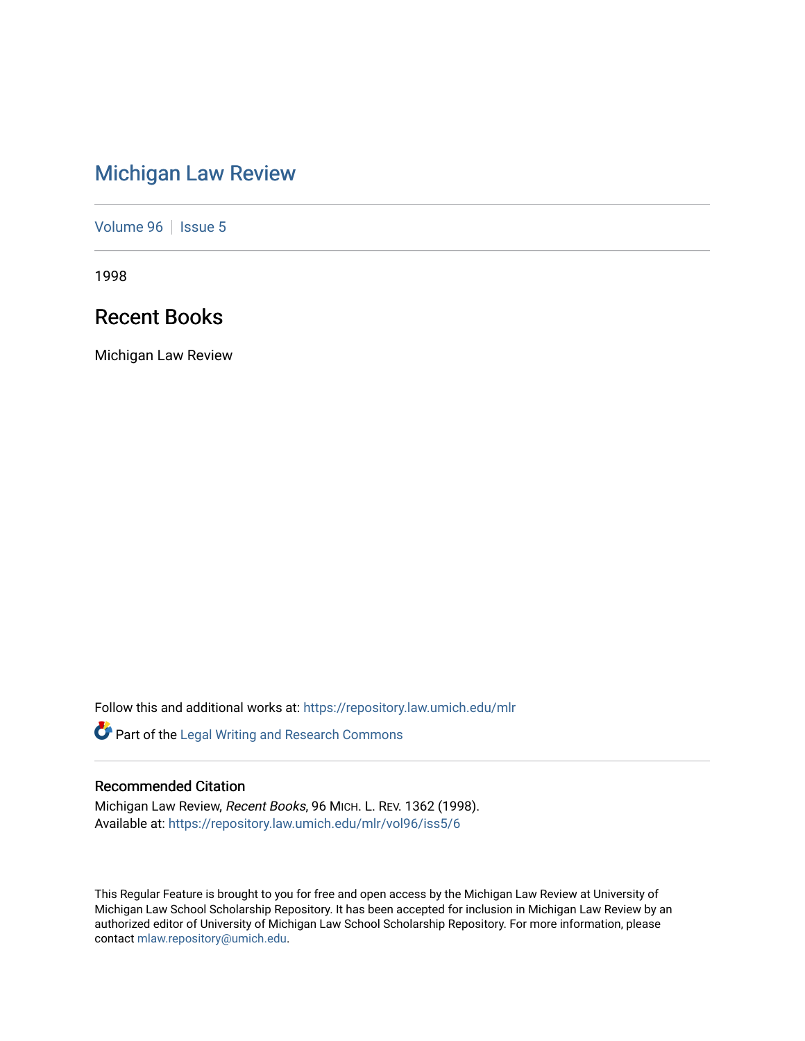# Michigan Law Review

Volume 96 | Issue 5

1998

## Recent Books

Michigan Law Review

Follow this and additional works at: https://repository.law.umich.edu/mlr

Part of the Legal Writing and Research Commons

### Recommended Citation

Michigan Law Review, *Recent Books*, 96 MICH. L. REV. 1362 (1998).
Available at: https://repository.law.umich.edu/mlr/vol96/iss5/6

This Regular Feature is brought to you for free and open access by the Michigan Law Review at University of Michigan Law School Scholarship Repository. It has been accepted for inclusion in Michigan Law Review by an authorized editor of University of Michigan Law School Scholarship Repository. For more information, please contact mlaw.repository@umich.edu.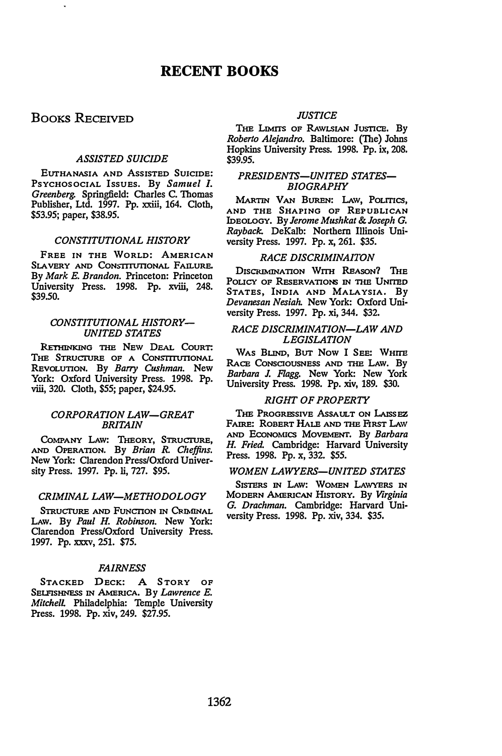# RECENT BOOKS

## BOOKS RECEIVED

### *ASSISTED SUICIDE*

EUTHANASIA AND ASSISTED SUICIDE: PSYCHOSOCIAL ISSUES. By *Samuel I. Greenberg.* Springfield: Charles C. Thomas Publisher, Ltd. 1997. Pp. xxiii, 164. Cloth, $53.95; paper, $38.95.

### *CONSTITUTIONAL HISTORY*

FREE IN THE WORLD: AMERICAN SLAVERY AND CONSTITUTIONAL FAILURE. By *Mark E. Brandon.* Princeton: Princeton University Press. 1998. Pp. xviii, 248. $39.50.

### *CONSTITUTIONAL HISTORY—UNITED STATES*

RETHINKING THE NEW DEAL COURT: THE STRUCTURE OF A CONSTITUTIONAL REVOLUTION. By *Barry Cushman.* New York: Oxford University Press. 1998. Pp. viii, 320. Cloth, $55; paper, $24.95.

### *CORPORATION LAW—GREAT BRITAIN*

COMPANY LAW: THEORY, STRUCTURE, AND OPERATION. By *Brian R. Cheffins.* New York: Clarendon Press/Oxford University Press. 1997. Pp. li, 727. $95.

### *CRIMINAL LAW—METHODOLOGY*

STRUCTURE AND FUNCTION IN CRIMINAL LAW. By *Paul H. Robinson.* New York: Clarendon Press/Oxford University Press. 1997. Pp. xxxv, 251. $75.

### *FAIRNESS*

STACKED DECK: A STORY OF SELFISHNESS IN AMERICA. By *Lawrence E. Mitchell.* Philadelphia: Temple University Press. 1998. Pp. xiv, 249. $27.95.

### *JUSTICE*

THE LIMITS OF RAWLSIAN JUSTICE. By *Roberto Alejandro.* Baltimore: (The) Johns Hopkins University Press. 1998. Pp. ix, 208. $39.95.

### *PRESIDENTS—UNITED STATES—BIOGRAPHY*

MARTIN VAN BUREN: LAW, POLITICS, AND THE SHAPING OF REPUBLICAN IDEOLOGY. By *Jerome Mushkat & Joseph G. Rayback.* DeKalb: Northern Illinois University Press. 1997. Pp. x, 261. $35.

### *RACE DISCRIMINAITON*

DISCRIMINATION WITH REASON? THE POLICY OF RESERVATIONS IN THE UNITED STATES, INDIA AND MALAYSIA. By *Devanesan Nesiah.* New York: Oxford University Press. 1997. Pp. xi, 344. $32.

### *RACE DISCRIMINATION—LAW AND LEGISLATION*

WAS BLIND, BUT NOW I SEE: WHITE RACE CONSCIOUSNESS AND THE LAW. By *Barbara J. Flagg.* New York: New York University Press. 1998. Pp. xiv, 189. $30.

### *RIGHT OF PROPERTY*

THE PROGRESSIVE ASSAULT ON LAISSEZ FAIRE: ROBERT HALE AND THE FIRST LAW AND ECONOMICS MOVEMENT. By *Barbara H. Fried.* Cambridge: Harvard University Press. 1998. Pp. x, 332. $55.

### *WOMEN LAWYERS—UNITED STATES*

SISTERS IN LAW: WOMEN LAWYERS IN MODERN AMERICAN HISTORY. By *Virginia G. Drachman.* Cambridge: Harvard University Press. 1998. Pp. xiv, 334. $35.